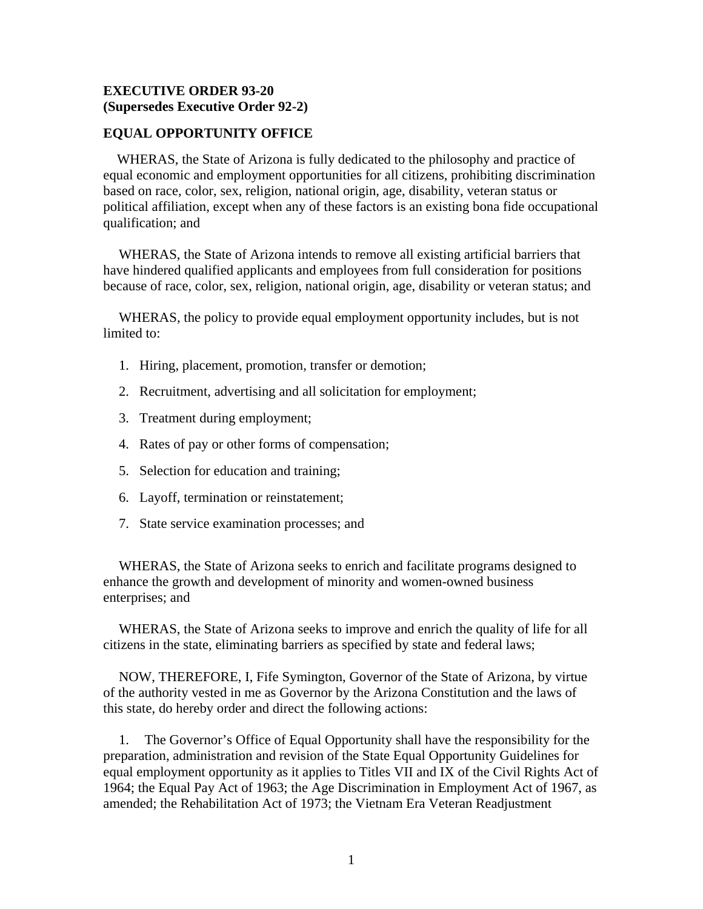**EXECUTIVE ORDER 93-20**
**(Supersedes Executive Order 92-2)**

**EQUAL OPPORTUNITY OFFICE**

WHERAS, the State of Arizona is fully dedicated to the philosophy and practice of equal economic and employment opportunities for all citizens, prohibiting discrimination based on race, color, sex, religion, national origin, age, disability, veteran status or political affiliation, except when any of these factors is an existing bona fide occupational qualification; and

WHERAS, the State of Arizona intends to remove all existing artificial barriers that have hindered qualified applicants and employees from full consideration for positions because of race, color, sex, religion, national origin, age, disability or veteran status; and

WHERAS, the policy to provide equal employment opportunity includes, but is not limited to:

1. Hiring, placement, promotion, transfer or demotion;
2. Recruitment, advertising and all solicitation for employment;
3. Treatment during employment;
4. Rates of pay or other forms of compensation;
5. Selection for education and training;
6. Layoff, termination or reinstatement;
7. State service examination processes; and

WHERAS, the State of Arizona seeks to enrich and facilitate programs designed to enhance the growth and development of minority and women-owned business enterprises; and

WHERAS, the State of Arizona seeks to improve and enrich the quality of life for all citizens in the state, eliminating barriers as specified by state and federal laws;

NOW, THEREFORE, I, Fife Symington, Governor of the State of Arizona, by virtue of the authority vested in me as Governor by the Arizona Constitution and the laws of this state, do hereby order and direct the following actions:

1. The Governor's Office of Equal Opportunity shall have the responsibility for the preparation, administration and revision of the State Equal Opportunity Guidelines for equal employment opportunity as it applies to Titles VII and IX of the Civil Rights Act of 1964; the Equal Pay Act of 1963; the Age Discrimination in Employment Act of 1967, as amended; the Rehabilitation Act of 1973; the Vietnam Era Veteran Readjustment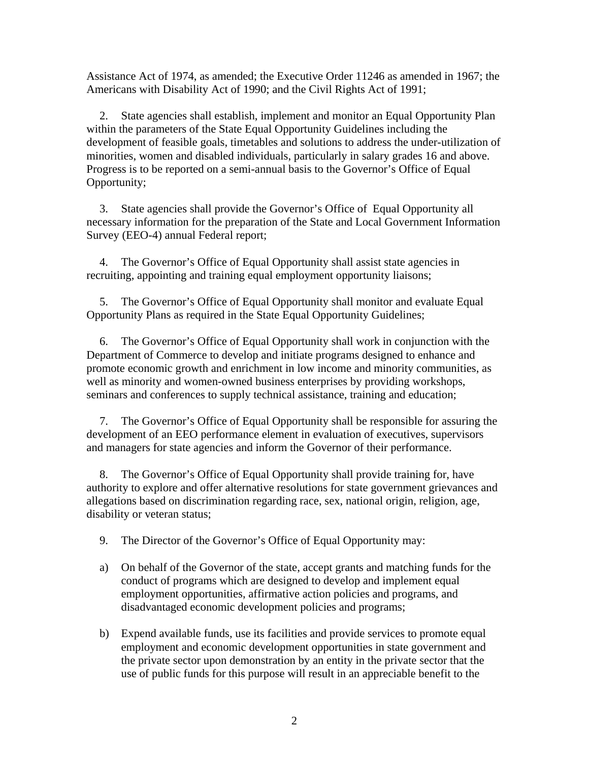Assistance Act of 1974, as amended; the Executive Order 11246 as amended in 1967; the Americans with Disability Act of 1990; and the Civil Rights Act of 1991;

2. State agencies shall establish, implement and monitor an Equal Opportunity Plan within the parameters of the State Equal Opportunity Guidelines including the development of feasible goals, timetables and solutions to address the under-utilization of minorities, women and disabled individuals, particularly in salary grades 16 and above. Progress is to be reported on a semi-annual basis to the Governor's Office of Equal Opportunity;

3. State agencies shall provide the Governor's Office of Equal Opportunity all necessary information for the preparation of the State and Local Government Information Survey (EEO-4) annual Federal report;

4. The Governor's Office of Equal Opportunity shall assist state agencies in recruiting, appointing and training equal employment opportunity liaisons;

5. The Governor's Office of Equal Opportunity shall monitor and evaluate Equal Opportunity Plans as required in the State Equal Opportunity Guidelines;

6. The Governor's Office of Equal Opportunity shall work in conjunction with the Department of Commerce to develop and initiate programs designed to enhance and promote economic growth and enrichment in low income and minority communities, as well as minority and women-owned business enterprises by providing workshops, seminars and conferences to supply technical assistance, training and education;

7. The Governor's Office of Equal Opportunity shall be responsible for assuring the development of an EEO performance element in evaluation of executives, supervisors and managers for state agencies and inform the Governor of their performance.

8. The Governor's Office of Equal Opportunity shall provide training for, have authority to explore and offer alternative resolutions for state government grievances and allegations based on discrimination regarding race, sex, national origin, religion, age, disability or veteran status;

9. The Director of the Governor's Office of Equal Opportunity may:

a) On behalf of the Governor of the state, accept grants and matching funds for the conduct of programs which are designed to develop and implement equal employment opportunities, affirmative action policies and programs, and disadvantaged economic development policies and programs;

b) Expend available funds, use its facilities and provide services to promote equal employment and economic development opportunities in state government and the private sector upon demonstration by an entity in the private sector that the use of public funds for this purpose will result in an appreciable benefit to the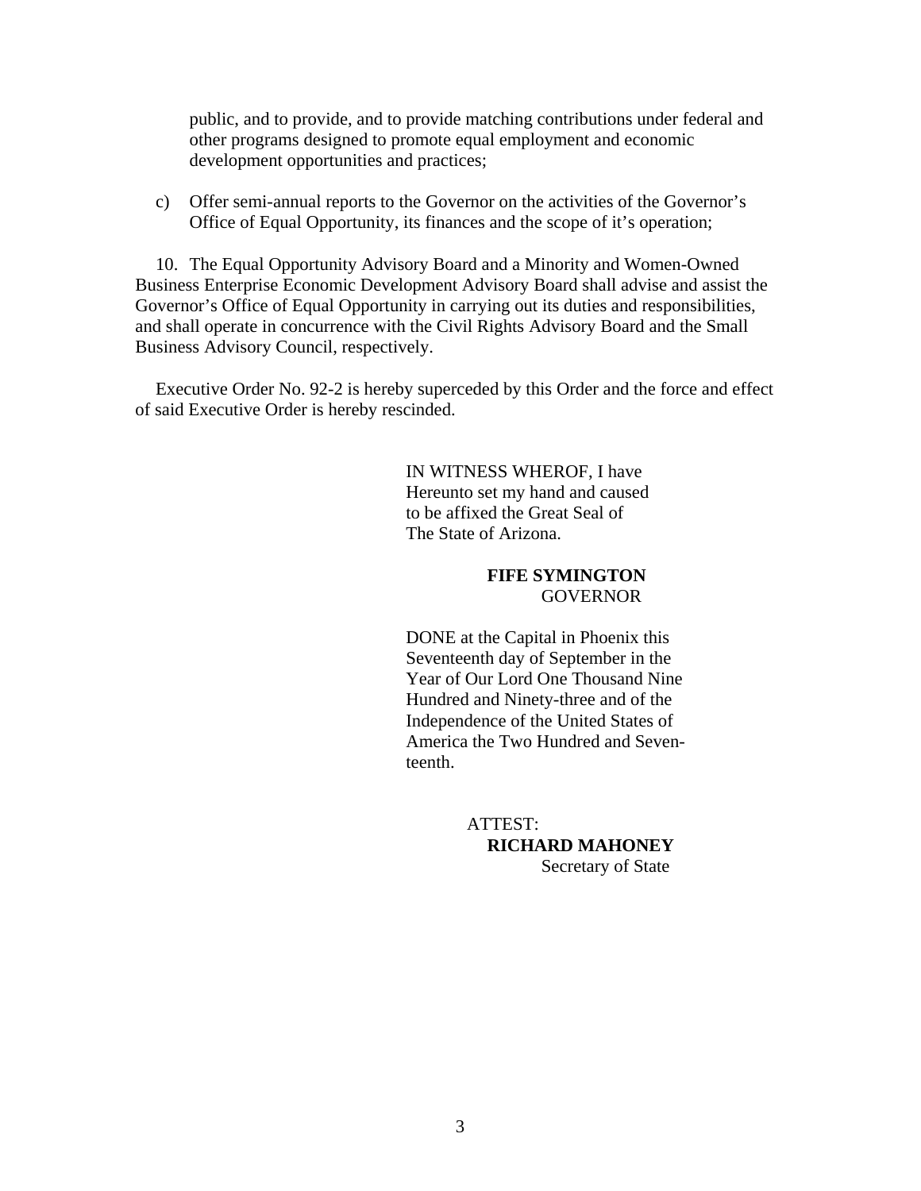public, and to provide, and to provide matching contributions under federal and other programs designed to promote equal employment and economic development opportunities and practices;

c) Offer semi-annual reports to the Governor on the activities of the Governor's Office of Equal Opportunity, its finances and the scope of it's operation;

10. The Equal Opportunity Advisory Board and a Minority and Women-Owned Business Enterprise Economic Development Advisory Board shall advise and assist the Governor's Office of Equal Opportunity in carrying out its duties and responsibilities, and shall operate in concurrence with the Civil Rights Advisory Board and the Small Business Advisory Council, respectively.

Executive Order No. 92-2 is hereby superceded by this Order and the force and effect of said Executive Order is hereby rescinded.

IN WITNESS WHEROF, I have Hereunto set my hand and caused to be affixed the Great Seal of The State of Arizona.

**FIFE SYMINGTON**
GOVERNOR

DONE at the Capital in Phoenix this Seventeenth day of September in the Year of Our Lord One Thousand Nine Hundred and Ninety-three and of the Independence of the United States of America the Two Hundred and Seventeenth.

ATTEST:
**RICHARD MAHONEY**
Secretary of State